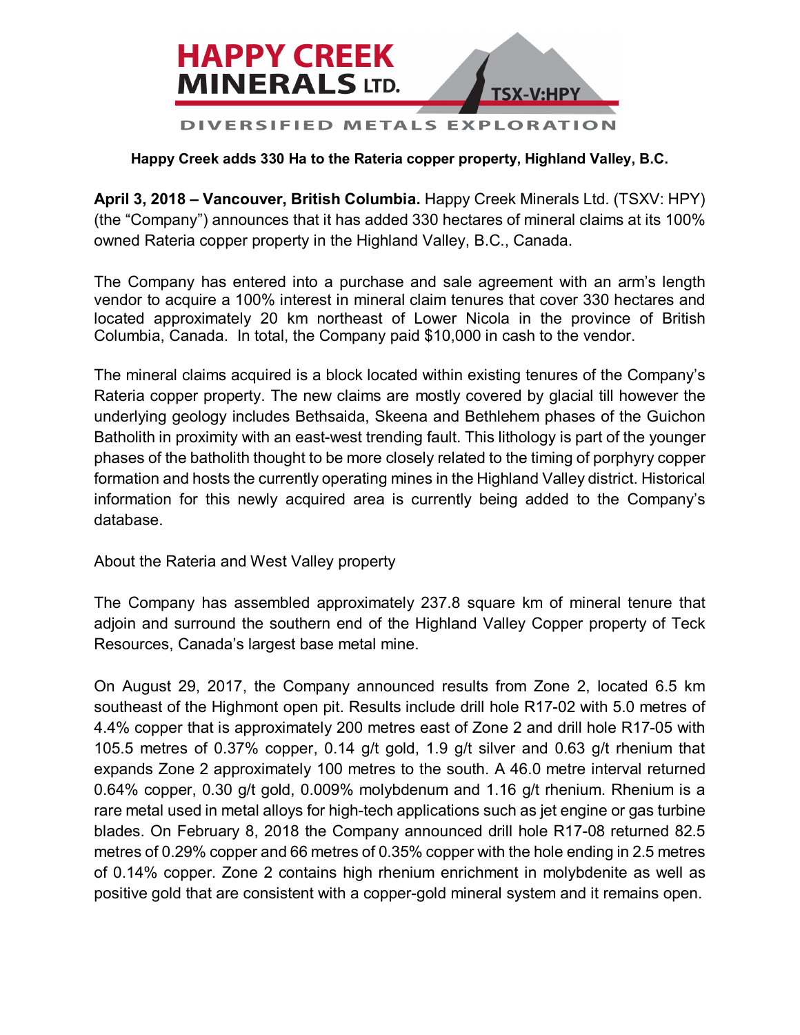HAPPY CREEK MINERALS LTD.

TSX-V:HPY

DIVERSIFIED METALS EXPLORATION

**Happy Creek adds 330 Ha to the Rateria copper property, Highland Valley, B.C.**

**April 3, 2018 – Vancouver, British Columbia.** Happy Creek Minerals Ltd. (TSXV: HPY) (the "Company") announces that it has added 330 hectares of mineral claims at its 100% owned Rateria copper property in the Highland Valley, B.C., Canada.

The Company has entered into a purchase and sale agreement with an arm's length vendor to acquire a 100% interest in mineral claim tenures that cover 330 hectares and located approximately 20 km northeast of Lower Nicola in the province of British Columbia, Canada. In total, the Company paid $10,000 in cash to the vendor.

The mineral claims acquired is a block located within existing tenures of the Company's Rateria copper property. The new claims are mostly covered by glacial till however the underlying geology includes Bethsaida, Skeena and Bethlehem phases of the Guichon Batholith in proximity with an east-west trending fault. This lithology is part of the younger phases of the batholith thought to be more closely related to the timing of porphyry copper formation and hosts the currently operating mines in the Highland Valley district. Historical information for this newly acquired area is currently being added to the Company's database.

About the Rateria and West Valley property

The Company has assembled approximately 237.8 square km of mineral tenure that adjoin and surround the southern end of the Highland Valley Copper property of Teck Resources, Canada's largest base metal mine.

On August 29, 2017, the Company announced results from Zone 2, located 6.5 km southeast of the Highmont open pit. Results include drill hole R17-02 with 5.0 metres of 4.4% copper that is approximately 200 metres east of Zone 2 and drill hole R17-05 with 105.5 metres of 0.37% copper, 0.14 g/t gold, 1.9 g/t silver and 0.63 g/t rhenium that expands Zone 2 approximately 100 metres to the south. A 46.0 metre interval returned 0.64% copper, 0.30 g/t gold, 0.009% molybdenum and 1.16 g/t rhenium. Rhenium is a rare metal used in metal alloys for high-tech applications such as jet engine or gas turbine blades. On February 8, 2018 the Company announced drill hole R17-08 returned 82.5 metres of 0.29% copper and 66 metres of 0.35% copper with the hole ending in 2.5 metres of 0.14% copper. Zone 2 contains high rhenium enrichment in molybdenite as well as positive gold that are consistent with a copper-gold mineral system and it remains open.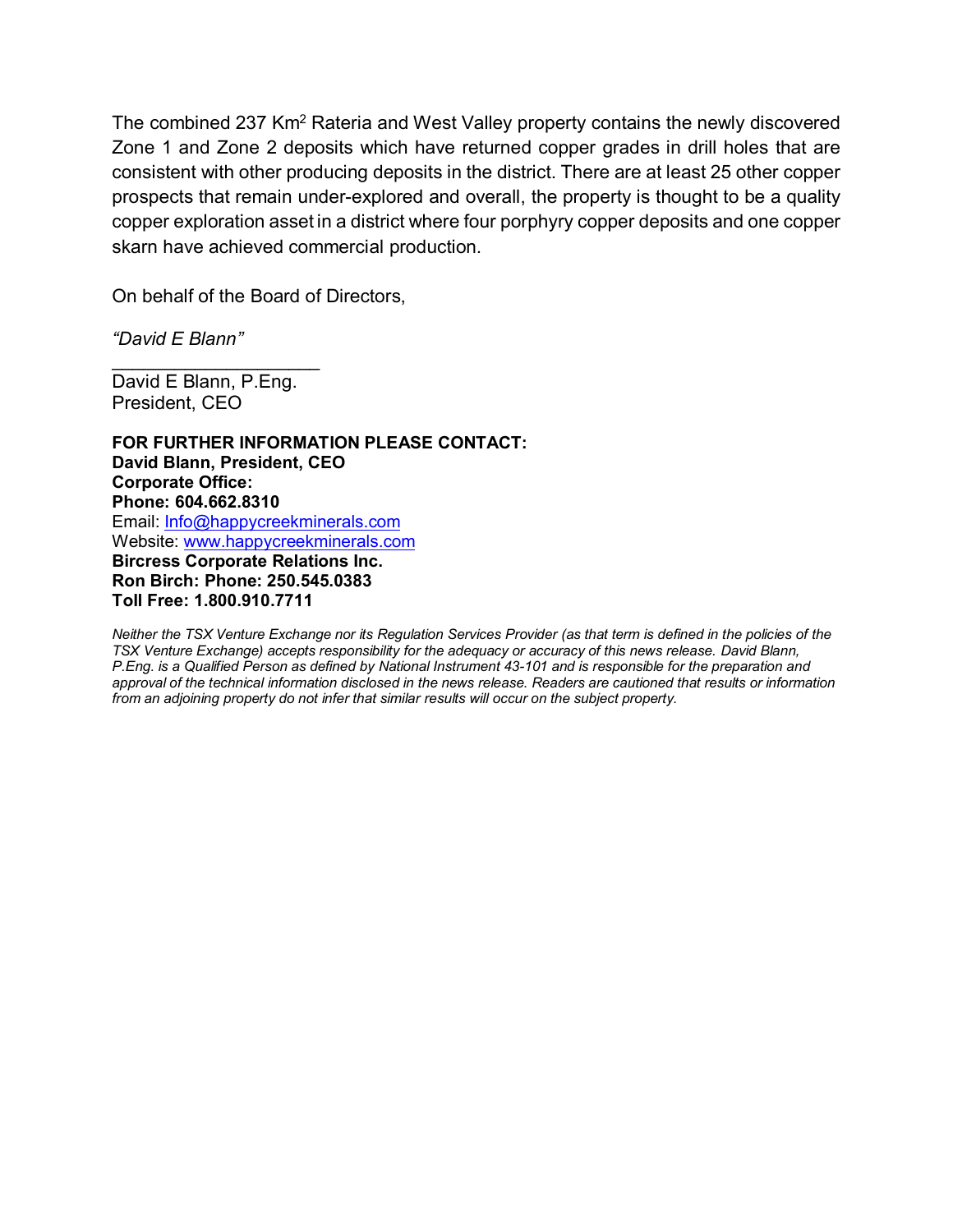The combined 237 Km$^2$ Rateria and West Valley property contains the newly discovered Zone 1 and Zone 2 deposits which have returned copper grades in drill holes that are consistent with other producing deposits in the district. There are at least 25 other copper prospects that remain under-explored and overall, the property is thought to be a quality copper exploration asset in a district where four porphyry copper deposits and one copper skarn have achieved commercial production.

On behalf of the Board of Directors,

*"David E Blann"*

\_\_\_\_\_\_\_\_\_\_\_\_\_\_\_\_\_\_\_\_

David E Blann, P.Eng.
President, CEO

**FOR FURTHER INFORMATION PLEASE CONTACT:**
**David Blann, President, CEO**
**Corporate Office:**
**Phone: 604.662.8310**
Email: Info@happycreekminerals.com
Website: www.happycreekminerals.com
**Bircress Corporate Relations Inc.**
**Ron Birch: Phone: 250.545.0383**
**Toll Free: 1.800.910.7711**

*Neither the TSX Venture Exchange nor its Regulation Services Provider (as that term is defined in the policies of the TSX Venture Exchange) accepts responsibility for the adequacy or accuracy of this news release. David Blann, P.Eng. is a Qualified Person as defined by National Instrument 43-101 and is responsible for the preparation and approval of the technical information disclosed in the news release. Readers are cautioned that results or information from an adjoining property do not infer that similar results will occur on the subject property.*